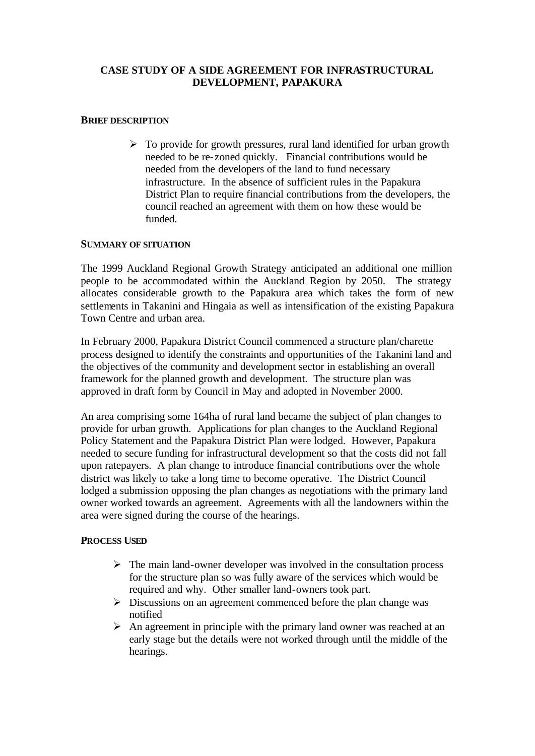# CASE STUDY OF A SIDE AGREEMENT FOR INFRASTRUCTURAL DEVELOPMENT, PAPAKURA

## BRIEF DESCRIPTION

- To provide for growth pressures, rural land identified for urban growth needed to be re-zoned quickly. Financial contributions would be needed from the developers of the land to fund necessary infrastructure. In the absence of sufficient rules in the Papakura District Plan to require financial contributions from the developers, the council reached an agreement with them on how these would be funded.

## SUMMARY OF SITUATION

The 1999 Auckland Regional Growth Strategy anticipated an additional one million people to be accommodated within the Auckland Region by 2050. The strategy allocates considerable growth to the Papakura area which takes the form of new settlements in Takanini and Hingaia as well as intensification of the existing Papakura Town Centre and urban area.

In February 2000, Papakura District Council commenced a structure plan/charette process designed to identify the constraints and opportunities of the Takanini land and the objectives of the community and development sector in establishing an overall framework for the planned growth and development. The structure plan was approved in draft form by Council in May and adopted in November 2000.

An area comprising some 164ha of rural land became the subject of plan changes to provide for urban growth. Applications for plan changes to the Auckland Regional Policy Statement and the Papakura District Plan were lodged. However, Papakura needed to secure funding for infrastructural development so that the costs did not fall upon ratepayers. A plan change to introduce financial contributions over the whole district was likely to take a long time to become operative. The District Council lodged a submission opposing the plan changes as negotiations with the primary land owner worked towards an agreement. Agreements with all the landowners within the area were signed during the course of the hearings.

## PROCESS USED

- The main land-owner developer was involved in the consultation process for the structure plan so was fully aware of the services which would be required and why. Other smaller land-owners took part.
- Discussions on an agreement commenced before the plan change was notified
- An agreement in principle with the primary land owner was reached at an early stage but the details were not worked through until the middle of the hearings.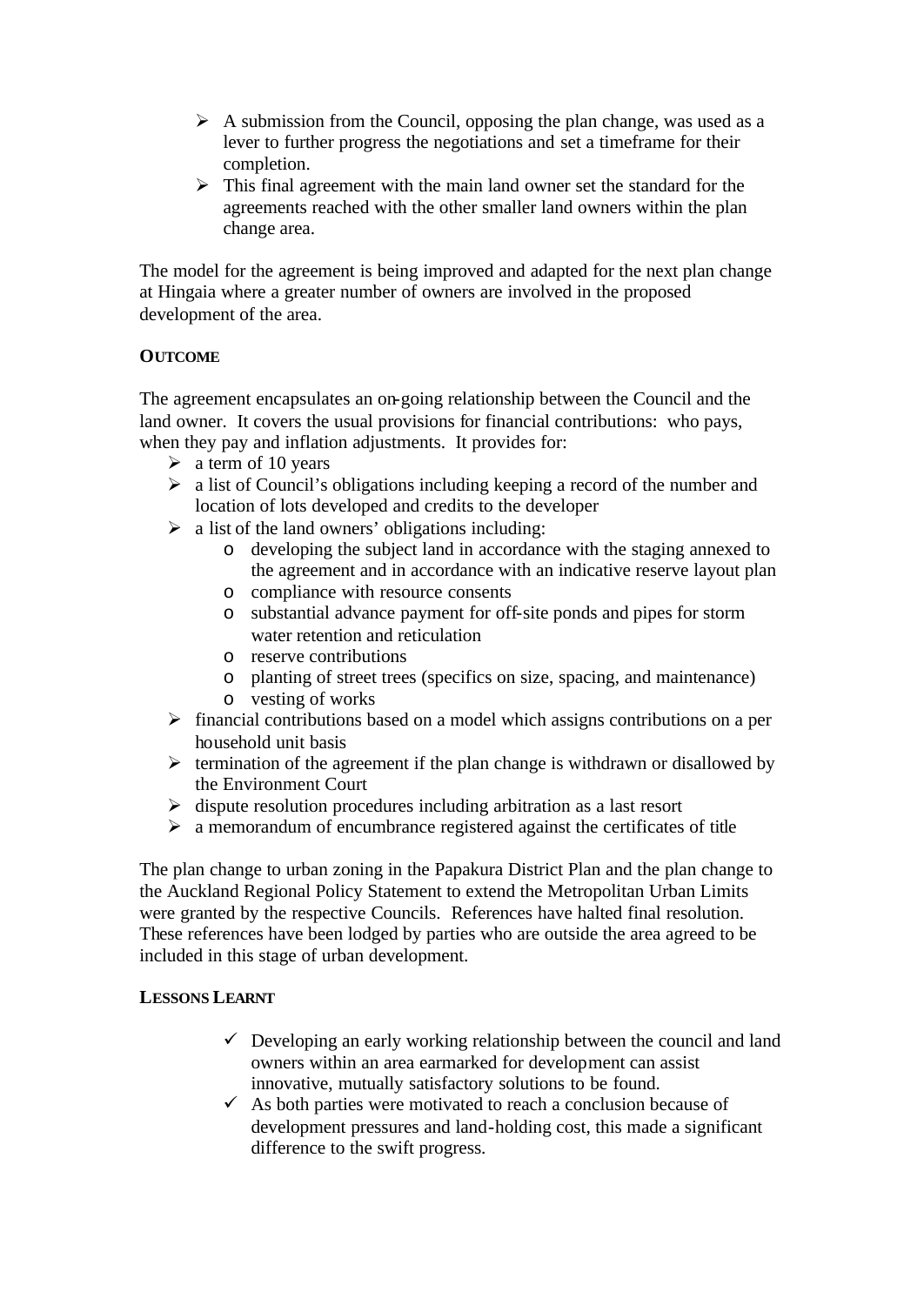- A submission from the Council, opposing the plan change, was used as a lever to further progress the negotiations and set a timeframe for their completion.
- This final agreement with the main land owner set the standard for the agreements reached with the other smaller land owners within the plan change area.

The model for the agreement is being improved and adapted for the next plan change at Hingaia where a greater number of owners are involved in the proposed development of the area.

**OUTCOME**

The agreement encapsulates an on-going relationship between the Council and the land owner. It covers the usual provisions for financial contributions: who pays, when they pay and inflation adjustments. It provides for:

- a term of 10 years
- a list of Council's obligations including keeping a record of the number and location of lots developed and credits to the developer
- a list of the land owners' obligations including:
  - developing the subject land in accordance with the staging annexed to the agreement and in accordance with an indicative reserve layout plan
  - compliance with resource consents
  - substantial advance payment for off-site ponds and pipes for storm water retention and reticulation
  - reserve contributions
  - planting of street trees (specifics on size, spacing, and maintenance)
  - vesting of works
- financial contributions based on a model which assigns contributions on a per household unit basis
- termination of the agreement if the plan change is withdrawn or disallowed by the Environment Court
- dispute resolution procedures including arbitration as a last resort
- a memorandum of encumbrance registered against the certificates of title

The plan change to urban zoning in the Papakura District Plan and the plan change to the Auckland Regional Policy Statement to extend the Metropolitan Urban Limits were granted by the respective Councils. References have halted final resolution. These references have been lodged by parties who are outside the area agreed to be included in this stage of urban development.

**LESSONS LEARNT**

- ✓ Developing an early working relationship between the council and land owners within an area earmarked for development can assist innovative, mutually satisfactory solutions to be found.
- ✓ As both parties were motivated to reach a conclusion because of development pressures and land-holding cost, this made a significant difference to the swift progress.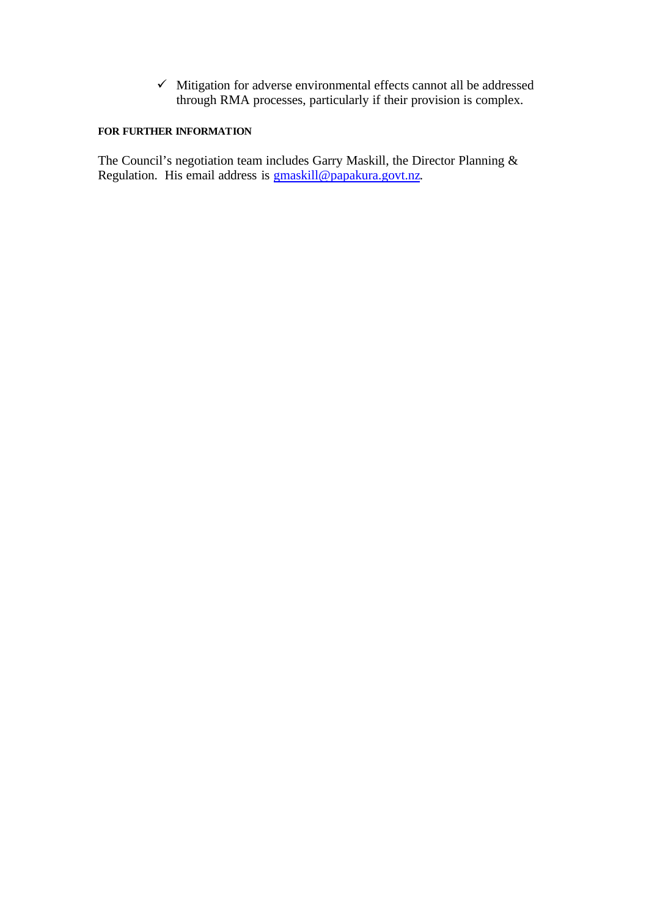- ✓ Mitigation for adverse environmental effects cannot all be addressed through RMA processes, particularly if their provision is complex.

**FOR FURTHER INFORMATION**

The Council's negotiation team includes Garry Maskill, the Director Planning & Regulation. His email address is gmaskill@papakura.govt.nz.